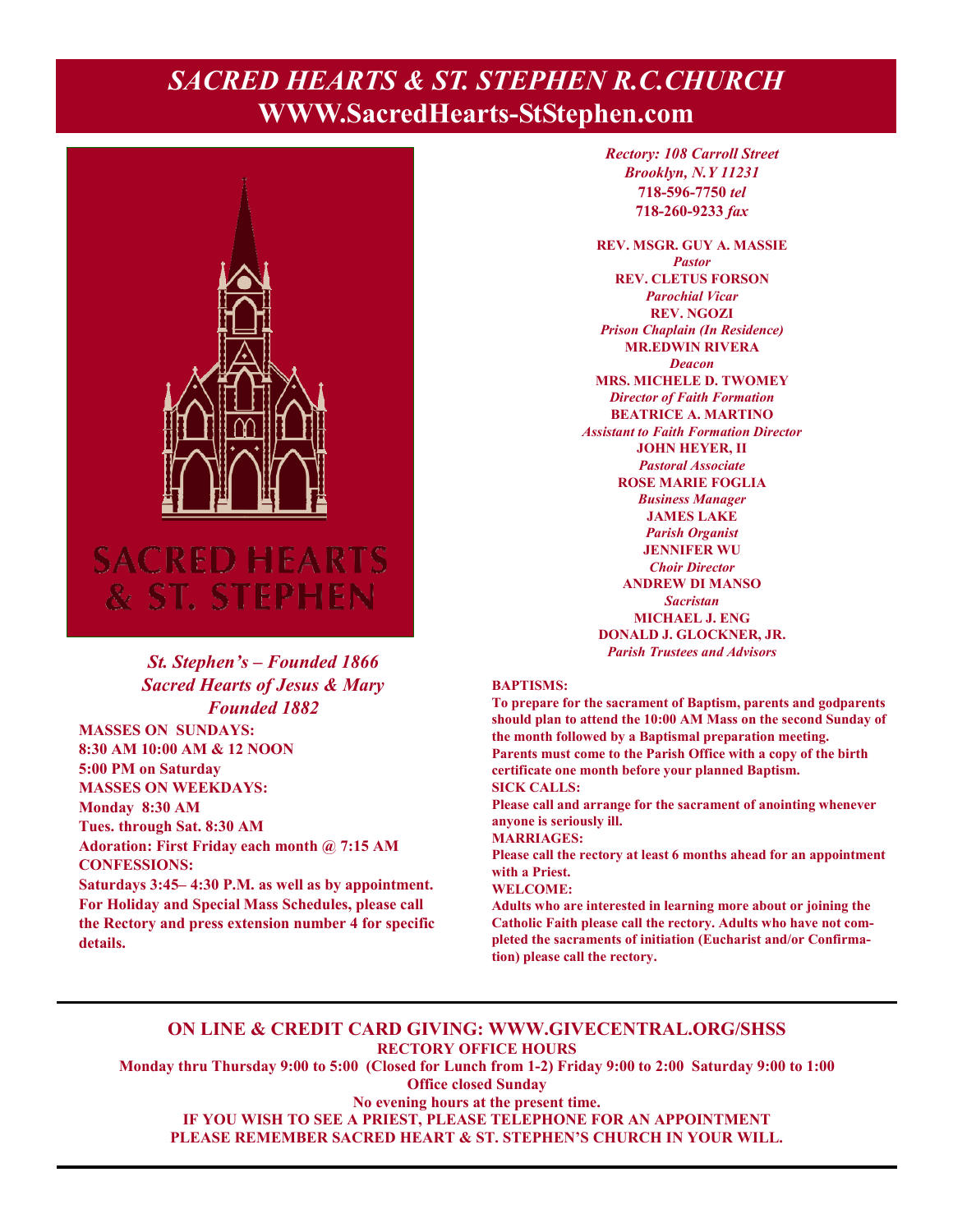# *SACRED HEARTS & ST. STEPHEN R.C.CHURCH*
## WWW.SacredHearts-StStephen.com

SACRED HEARTS & ST. STEPHEN

*St. Stephen's – Founded 1866*
*Sacred Hearts of Jesus & Mary*
*Founded 1882*

**MASSES ON SUNDAYS:**
**8:30 AM 10:00 AM & 12 NOON**
**5:00 PM on Saturday**
**MASSES ON WEEKDAYS:**
**Monday 8:30 AM**
**Tues. through Sat. 8:30 AM**
**Adoration: First Friday each month @ 7:15 AM**
**CONFESSIONS:**
**Saturdays 3:45– 4:30 P.M. as well as by appointment. For Holiday and Special Mass Schedules, please call the Rectory and press extension number 4 for specific details.**

*Rectory: 108 Carroll Street*
*Brooklyn, N.Y 11231*
**718-596-7750** *tel*
**718-260-9233** *fax*

**REV. MSGR. GUY A. MASSIE**
*Pastor*
**REV. CLETUS FORSON**
*Parochial Vicar*
**REV. NGOZI**
*Prison Chaplain (In Residence)*
**MR.EDWIN RIVERA**
*Deacon*
**MRS. MICHELE D. TWOMEY**
*Director of Faith Formation*
**BEATRICE A. MARTINO**
*Assistant to Faith Formation Director*
**JOHN HEYER, II**
*Pastoral Associate*
**ROSE MARIE FOGLIA**
*Business Manager*
**JAMES LAKE**
*Parish Organist*
**JENNIFER WU**
*Choir Director*
**ANDREW DI MANSO**
*Sacristan*
**MICHAEL J. ENG**
**DONALD J. GLOCKNER, JR.**
*Parish Trustees and Advisors*

**BAPTISMS:**
**To prepare for the sacrament of Baptism, parents and godparents should plan to attend the 10:00 AM Mass on the second Sunday of the month followed by a Baptismal preparation meeting. Parents must come to the Parish Office with a copy of the birth certificate one month before your planned Baptism.**
**SICK CALLS:**
**Please call and arrange for the sacrament of anointing whenever anyone is seriously ill.**
**MARRIAGES:**
**Please call the rectory at least 6 months ahead for an appointment with a Priest.**
**WELCOME:**
**Adults who are interested in learning more about or joining the Catholic Faith please call the rectory. Adults who have not completed the sacraments of initiation (Eucharist and/or Confirmation) please call the rectory.**

---

**ON LINE & CREDIT CARD GIVING: WWW.GIVECENTRAL.ORG/SHSS**
**RECTORY OFFICE HOURS**
**Monday thru Thursday 9:00 to 5:00 (Closed for Lunch from 1-2) Friday 9:00 to 2:00 Saturday 9:00 to 1:00**
**Office closed Sunday**
**No evening hours at the present time.**
**IF YOU WISH TO SEE A PRIEST, PLEASE TELEPHONE FOR AN APPOINTMENT**
**PLEASE REMEMBER SACRED HEART & ST. STEPHEN'S CHURCH IN YOUR WILL.**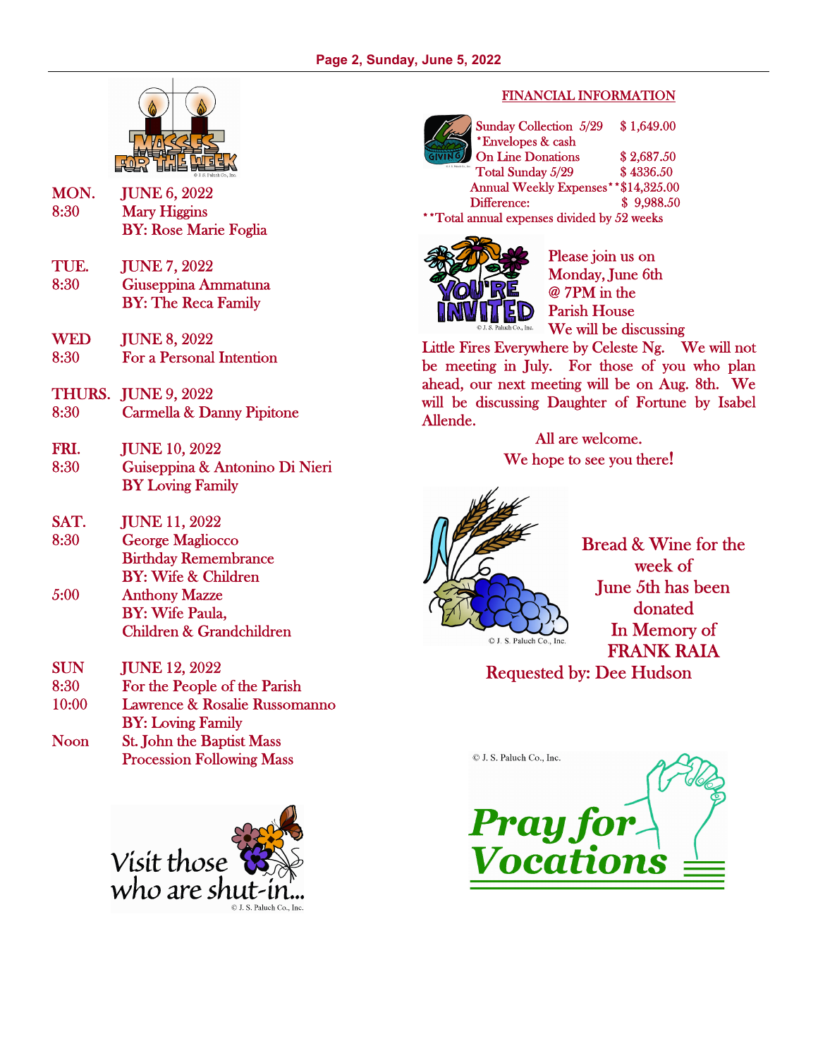## MASSES FOR THE WEEK

**MON. JUNE 6, 2022**
8:30 Mary Higgins
BY: Rose Marie Foglia

**TUE. JUNE 7, 2022**
8:30 Giuseppina Ammatuna
BY: The Reca Family

**WED JUNE 8, 2022**
8:30 For a Personal Intention

**THURS. JUNE 9, 2022**
8:30 Carmella & Danny Pipitone

**FRI. JUNE 10, 2022**
8:30 Guiseppina & Antonino Di Nieri
BY Loving Family

**SAT. JUNE 11, 2022**
8:30 George Magliocco
Birthday Remembrance
BY: Wife & Children
5:00 Anthony Mazze
BY: Wife Paula,
Children & Grandchildren

**SUN JUNE 12, 2022**
8:30 For the People of the Parish
10:00 Lawrence & Rosalie Russomanno
BY: Loving Family
Noon St. John the Baptist Mass
Procession Following Mass

Visit those who are shut-in...

## FINANCIAL INFORMATION

| | |
|---|---|
| Sunday Collection 5/29 | $ 1,649.00 |
| *Envelopes & cash | |
| On Line Donations | $ 2,687.50 |
| Total Sunday 5/29 | $ 4336.50 |
| Annual Weekly Expenses** | $14,325.00 |
| Difference: | $ 9,988.50 |

**Total annual expenses divided by 52 weeks

## YOU'RE INVITED

Please join us on Monday, June 6th @ 7PM in the Parish House We will be discussing Little Fires Everywhere by Celeste Ng. We will not be meeting in July. For those of you who plan ahead, our next meeting will be on Aug. 8th. We will be discussing Daughter of Fortune by Isabel Allende.

All are welcome.
We hope to see you there!

Bread & Wine for the week of June 5th has been donated In Memory of FRANK RAIA
Requested by: Dee Hudson

Pray for Vocations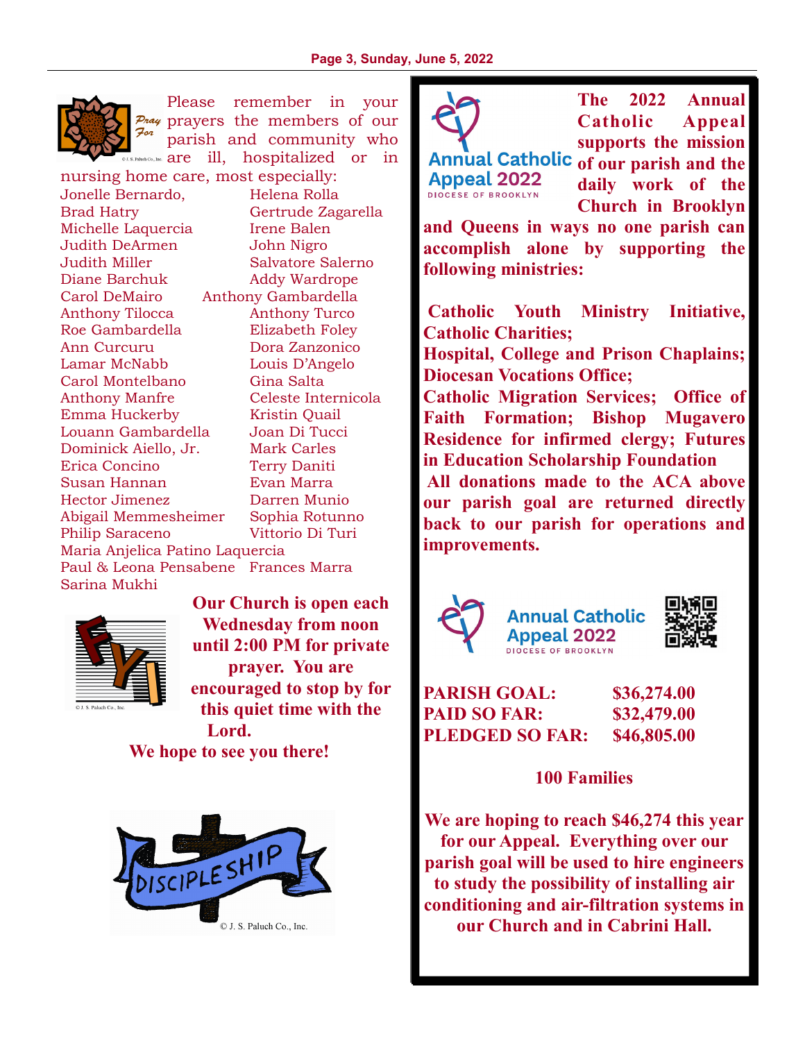Please remember in your prayers the members of our parish and community who are ill, hospitalized or in nursing home care, most especially:

Jonelle Bernardo, Helena Rolla
Brad Hatry Gertrude Zagarella
Michelle Laquercia Irene Balen
Judith DeArmen John Nigro
Judith Miller Salvatore Salerno
Diane Barchuk Addy Wardrope
Carol DeMairo Anthony Gambardella
Anthony Tilocca Anthony Turco
Roe Gambardella Elizabeth Foley
Ann Curcuru Dora Zanzonico
Lamar McNabb Louis D'Angelo
Carol Montelbano Gina Salta
Anthony Manfre Celeste Internicola
Emma Huckerby Kristin Quail
Louann Gambardella Joan Di Tucci
Dominick Aiello, Jr. Mark Carles
Erica Concino Terry Daniti
Susan Hannan Evan Marra
Hector Jimenez Darren Munio
Abigail Memmesheimer Sophia Rotunno
Philip Saraceno Vittorio Di Turi
Maria Anjelica Patino Laquercia
Paul & Leona Pensabene Frances Marra
Sarina Mukhi

**Our Church is open each Wednesday from noon until 2:00 PM for private prayer. You are encouraged to stop by for this quiet time with the Lord.**

**We hope to see you there!**

**The 2022 Annual Catholic Appeal supports the mission of our parish and the daily work of the Church in Brooklyn and Queens in ways no one parish can accomplish alone by supporting the following ministries:**

**Catholic Youth Ministry Initiative, Catholic Charities;**
**Hospital, College and Prison Chaplains;**
**Diocesan Vocations Office;**
**Catholic Migration Services; Office of Faith Formation; Bishop Mugavero Residence for infirmed clergy; Futures in Education Scholarship Foundation**

**All donations made to the ACA above our parish goal are returned directly back to our parish for operations and improvements.**

Annual Catholic Appeal 2022
DIOCESE OF BROOKLYN

| | |
|---|---|
| **PARISH GOAL:** | **$36,274.00** |
| **PAID SO FAR:** | **$32,479.00** |
| **PLEDGED SO FAR:** | **$46,805.00** |

**100 Families**

**We are hoping to reach $46,274 this year for our Appeal. Everything over our parish goal will be used to hire engineers to study the possibility of installing air conditioning and air-filtration systems in our Church and in Cabrini Hall.**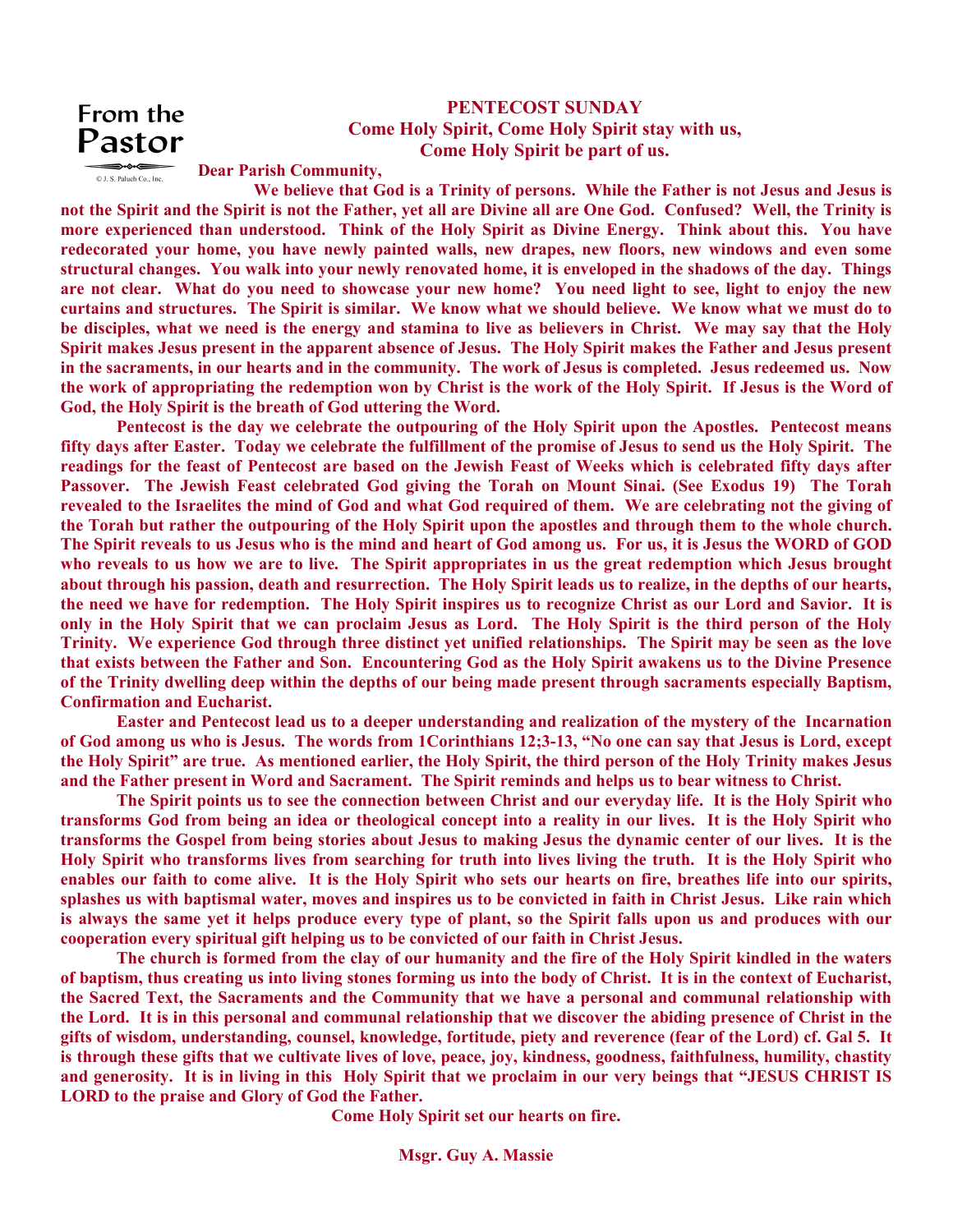From the Pastor

© J. S. Paluch Co., Inc.

## PENTECOST SUNDAY

**Come Holy Spirit, Come Holy Spirit stay with us,**
**Come Holy Spirit be part of us.**

**Dear Parish Community,**

**We believe that God is a Trinity of persons. While the Father is not Jesus and Jesus is not the Spirit and the Spirit is not the Father, yet all are Divine all are One God. Confused? Well, the Trinity is more experienced than understood. Think of the Holy Spirit as Divine Energy. Think about this. You have redecorated your home, you have newly painted walls, new drapes, new floors, new windows and even some structural changes. You walk into your newly renovated home, it is enveloped in the shadows of the day. Things are not clear. What do you need to showcase your new home? You need light to see, light to enjoy the new curtains and structures. The Spirit is similar. We know what we should believe. We know what we must do to be disciples, what we need is the energy and stamina to live as believers in Christ. We may say that the Holy Spirit makes Jesus present in the apparent absence of Jesus. The Holy Spirit makes the Father and Jesus present in the sacraments, in our hearts and in the community. The work of Jesus is completed. Jesus redeemed us. Now the work of appropriating the redemption won by Christ is the work of the Holy Spirit. If Jesus is the Word of God, the Holy Spirit is the breath of God uttering the Word.**

**Pentecost is the day we celebrate the outpouring of the Holy Spirit upon the Apostles. Pentecost means fifty days after Easter. Today we celebrate the fulfillment of the promise of Jesus to send us the Holy Spirit. The readings for the feast of Pentecost are based on the Jewish Feast of Weeks which is celebrated fifty days after Passover. The Jewish Feast celebrated God giving the Torah on Mount Sinai. (See Exodus 19) The Torah revealed to the Israelites the mind of God and what God required of them. We are celebrating not the giving of the Torah but rather the outpouring of the Holy Spirit upon the apostles and through them to the whole church. The Spirit reveals to us Jesus who is the mind and heart of God among us. For us, it is Jesus the WORD of GOD who reveals to us how we are to live. The Spirit appropriates in us the great redemption which Jesus brought about through his passion, death and resurrection. The Holy Spirit leads us to realize, in the depths of our hearts, the need we have for redemption. The Holy Spirit inspires us to recognize Christ as our Lord and Savior. It is only in the Holy Spirit that we can proclaim Jesus as Lord. The Holy Spirit is the third person of the Holy Trinity. We experience God through three distinct yet unified relationships. The Spirit may be seen as the love that exists between the Father and Son. Encountering God as the Holy Spirit awakens us to the Divine Presence of the Trinity dwelling deep within the depths of our being made present through sacraments especially Baptism, Confirmation and Eucharist.**

**Easter and Pentecost lead us to a deeper understanding and realization of the mystery of the Incarnation of God among us who is Jesus. The words from 1Corinthians 12;3-13, "No one can say that Jesus is Lord, except the Holy Spirit" are true. As mentioned earlier, the Holy Spirit, the third person of the Holy Trinity makes Jesus and the Father present in Word and Sacrament. The Spirit reminds and helps us to bear witness to Christ.**

**The Spirit points us to see the connection between Christ and our everyday life. It is the Holy Spirit who transforms God from being an idea or theological concept into a reality in our lives. It is the Holy Spirit who transforms the Gospel from being stories about Jesus to making Jesus the dynamic center of our lives. It is the Holy Spirit who transforms lives from searching for truth into lives living the truth. It is the Holy Spirit who enables our faith to come alive. It is the Holy Spirit who sets our hearts on fire, breathes life into our spirits, splashes us with baptismal water, moves and inspires us to be convicted in faith in Christ Jesus. Like rain which is always the same yet it helps produce every type of plant, so the Spirit falls upon us and produces with our cooperation every spiritual gift helping us to be convicted of our faith in Christ Jesus.**

**The church is formed from the clay of our humanity and the fire of the Holy Spirit kindled in the waters of baptism, thus creating us into living stones forming us into the body of Christ. It is in the context of Eucharist, the Sacred Text, the Sacraments and the Community that we have a personal and communal relationship with the Lord. It is in this personal and communal relationship that we discover the abiding presence of Christ in the gifts of wisdom, understanding, counsel, knowledge, fortitude, piety and reverence (fear of the Lord) cf. Gal 5. It is through these gifts that we cultivate lives of love, peace, joy, kindness, goodness, faithfulness, humility, chastity and generosity. It is in living in this Holy Spirit that we proclaim in our very beings that "JESUS CHRIST IS LORD to the praise and Glory of God the Father.**

**Come Holy Spirit set our hearts on fire.**

**Msgr. Guy A. Massie**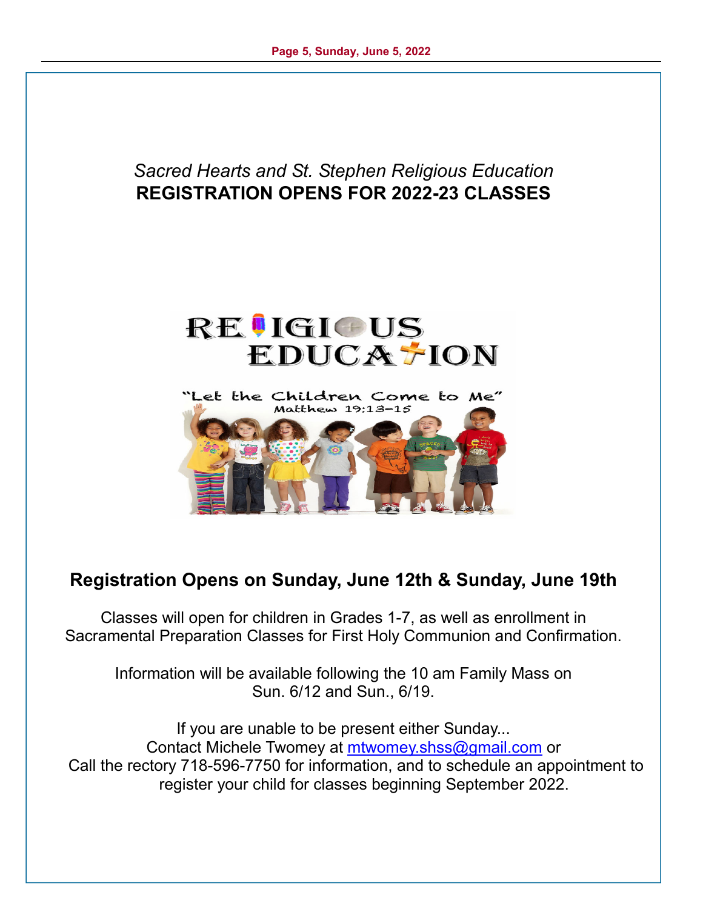*Sacred Hearts and St. Stephen Religious Education*

**REGISTRATION OPENS FOR 2022-23 CLASSES**

## Registration Opens on Sunday, June 12th & Sunday, June 19th

Classes will open for children in Grades 1-7, as well as enrollment in Sacramental Preparation Classes for First Holy Communion and Confirmation.

Information will be available following the 10 am Family Mass on Sun. 6/12 and Sun., 6/19.

If you are unable to be present either Sunday...
Contact Michele Twomey at mtwomey.shss@gmail.com or
Call the rectory 718-596-7750 for information, and to schedule an appointment to register your child for classes beginning September 2022.